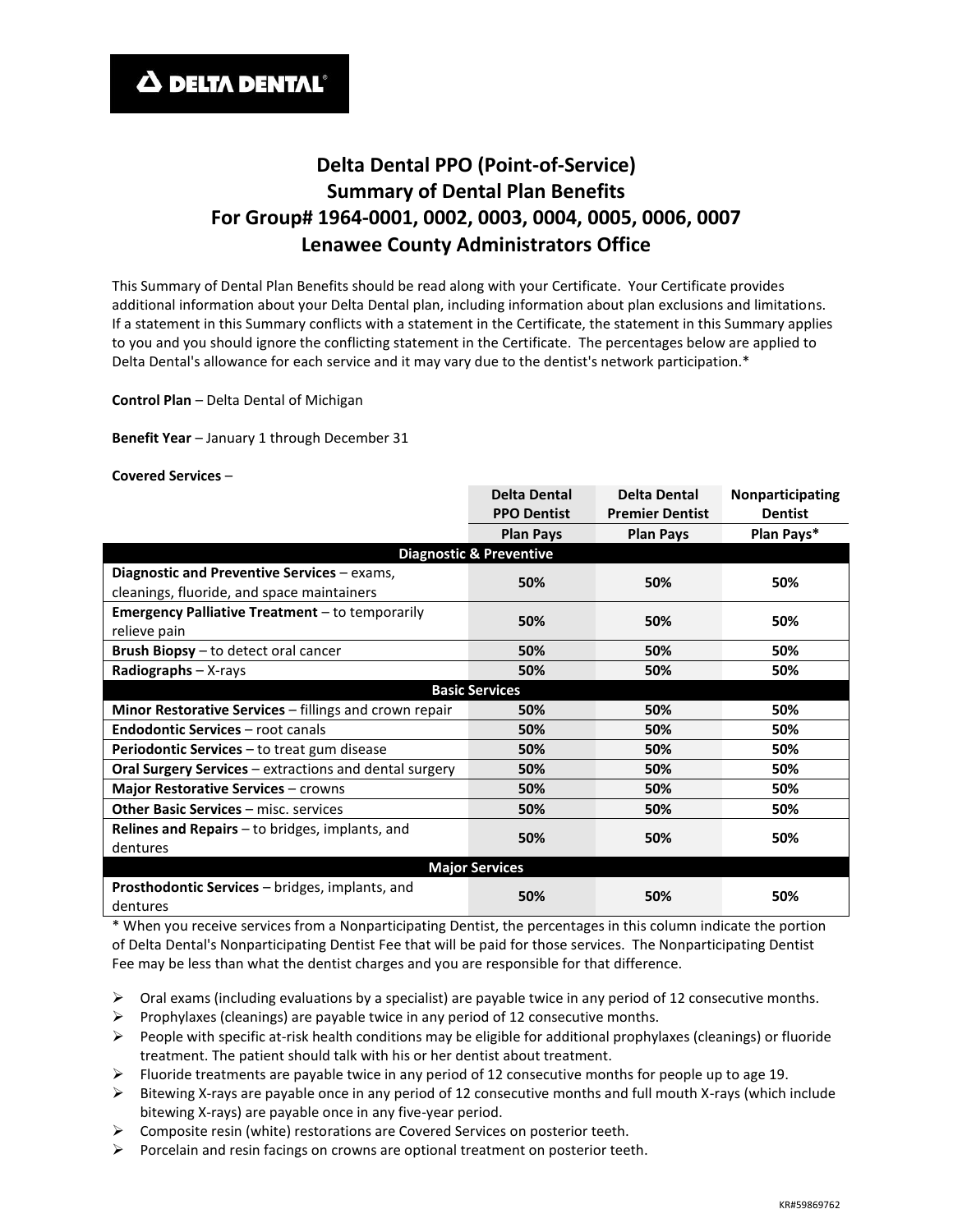**DELTA DENTAL**

# Delta Dental PPO (Point-of-Service) Summary of Dental Plan Benefits For Group# 1964-0001, 0002, 0003, 0004, 0005, 0006, 0007 Lenawee County Administrators Office

This Summary of Dental Plan Benefits should be read along with your Certificate. Your Certificate provides additional information about your Delta Dental plan, including information about plan exclusions and limitations. If a statement in this Summary conflicts with a statement in the Certificate, the statement in this Summary applies to you and you should ignore the conflicting statement in the Certificate. The percentages below are applied to Delta Dental's allowance for each service and it may vary due to the dentist's network participation.*

**Control Plan** – Delta Dental of Michigan

**Benefit Year** – January 1 through December 31

**Covered Services** –

| | Delta Dental PPO Dentist | Delta Dental Premier Dentist | Nonparticipating Dentist |
|---|---|---|---|
| | Plan Pays | Plan Pays | Plan Pays* |
| **Diagnostic & Preventive** | | | |
| **Diagnostic and Preventive Services** – exams, cleanings, fluoride, and space maintainers | 50% | 50% | 50% |
| **Emergency Palliative Treatment** – to temporarily relieve pain | 50% | 50% | 50% |
| **Brush Biopsy** – to detect oral cancer | 50% | 50% | 50% |
| **Radiographs** – X-rays | 50% | 50% | 50% |
| **Basic Services** | | | |
| **Minor Restorative Services** – fillings and crown repair | 50% | 50% | 50% |
| **Endodontic Services** – root canals | 50% | 50% | 50% |
| **Periodontic Services** – to treat gum disease | 50% | 50% | 50% |
| **Oral Surgery Services** – extractions and dental surgery | 50% | 50% | 50% |
| **Major Restorative Services** – crowns | 50% | 50% | 50% |
| **Other Basic Services** – misc. services | 50% | 50% | 50% |
| **Relines and Repairs** – to bridges, implants, and dentures | 50% | 50% | 50% |
| **Major Services** | | | |
| **Prosthodontic Services** – bridges, implants, and dentures | 50% | 50% | 50% |

* When you receive services from a Nonparticipating Dentist, the percentages in this column indicate the portion of Delta Dental's Nonparticipating Dentist Fee that will be paid for those services. The Nonparticipating Dentist Fee may be less than what the dentist charges and you are responsible for that difference.

- Oral exams (including evaluations by a specialist) are payable twice in any period of 12 consecutive months.
- Prophylaxes (cleanings) are payable twice in any period of 12 consecutive months.
- People with specific at-risk health conditions may be eligible for additional prophylaxes (cleanings) or fluoride treatment. The patient should talk with his or her dentist about treatment.
- Fluoride treatments are payable twice in any period of 12 consecutive months for people up to age 19.
- Bitewing X-rays are payable once in any period of 12 consecutive months and full mouth X-rays (which include bitewing X-rays) are payable once in any five-year period.
- Composite resin (white) restorations are Covered Services on posterior teeth.
- Porcelain and resin facings on crowns are optional treatment on posterior teeth.

KR#59869762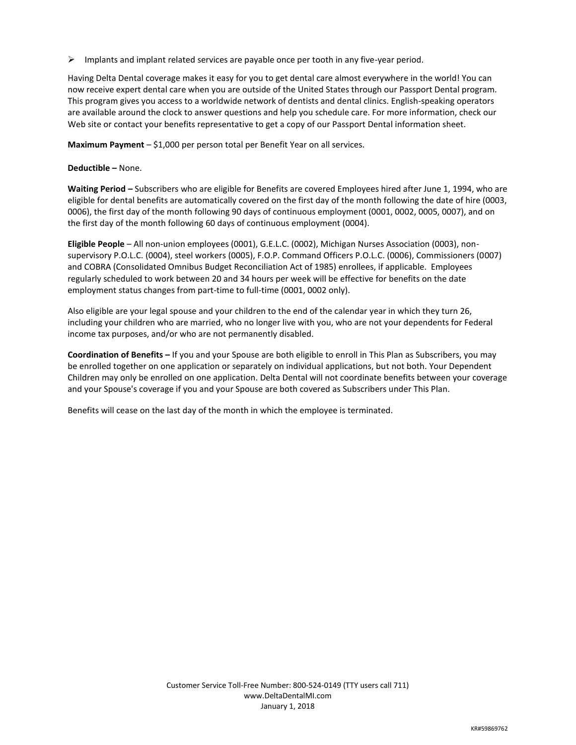- Implants and implant related services are payable once per tooth in any five-year period.

Having Delta Dental coverage makes it easy for you to get dental care almost everywhere in the world! You can now receive expert dental care when you are outside of the United States through our Passport Dental program. This program gives you access to a worldwide network of dentists and dental clinics. English-speaking operators are available around the clock to answer questions and help you schedule care. For more information, check our Web site or contact your benefits representative to get a copy of our Passport Dental information sheet.

**Maximum Payment** – $1,000 per person total per Benefit Year on all services.

**Deductible –** None.

**Waiting Period –** Subscribers who are eligible for Benefits are covered Employees hired after June 1, 1994, who are eligible for dental benefits are automatically covered on the first day of the month following the date of hire (0003, 0006), the first day of the month following 90 days of continuous employment (0001, 0002, 0005, 0007), and on the first day of the month following 60 days of continuous employment (0004).

**Eligible People** – All non-union employees (0001), G.E.L.C. (0002), Michigan Nurses Association (0003), non-supervisory P.O.L.C. (0004), steel workers (0005), F.O.P. Command Officers P.O.L.C. (0006), Commissioners (0007) and COBRA (Consolidated Omnibus Budget Reconciliation Act of 1985) enrollees, if applicable. Employees regularly scheduled to work between 20 and 34 hours per week will be effective for benefits on the date employment status changes from part-time to full-time (0001, 0002 only).

Also eligible are your legal spouse and your children to the end of the calendar year in which they turn 26, including your children who are married, who no longer live with you, who are not your dependents for Federal income tax purposes, and/or who are not permanently disabled.

**Coordination of Benefits –** If you and your Spouse are both eligible to enroll in This Plan as Subscribers, you may be enrolled together on one application or separately on individual applications, but not both. Your Dependent Children may only be enrolled on one application. Delta Dental will not coordinate benefits between your coverage and your Spouse's coverage if you and your Spouse are both covered as Subscribers under This Plan.

Benefits will cease on the last day of the month in which the employee is terminated.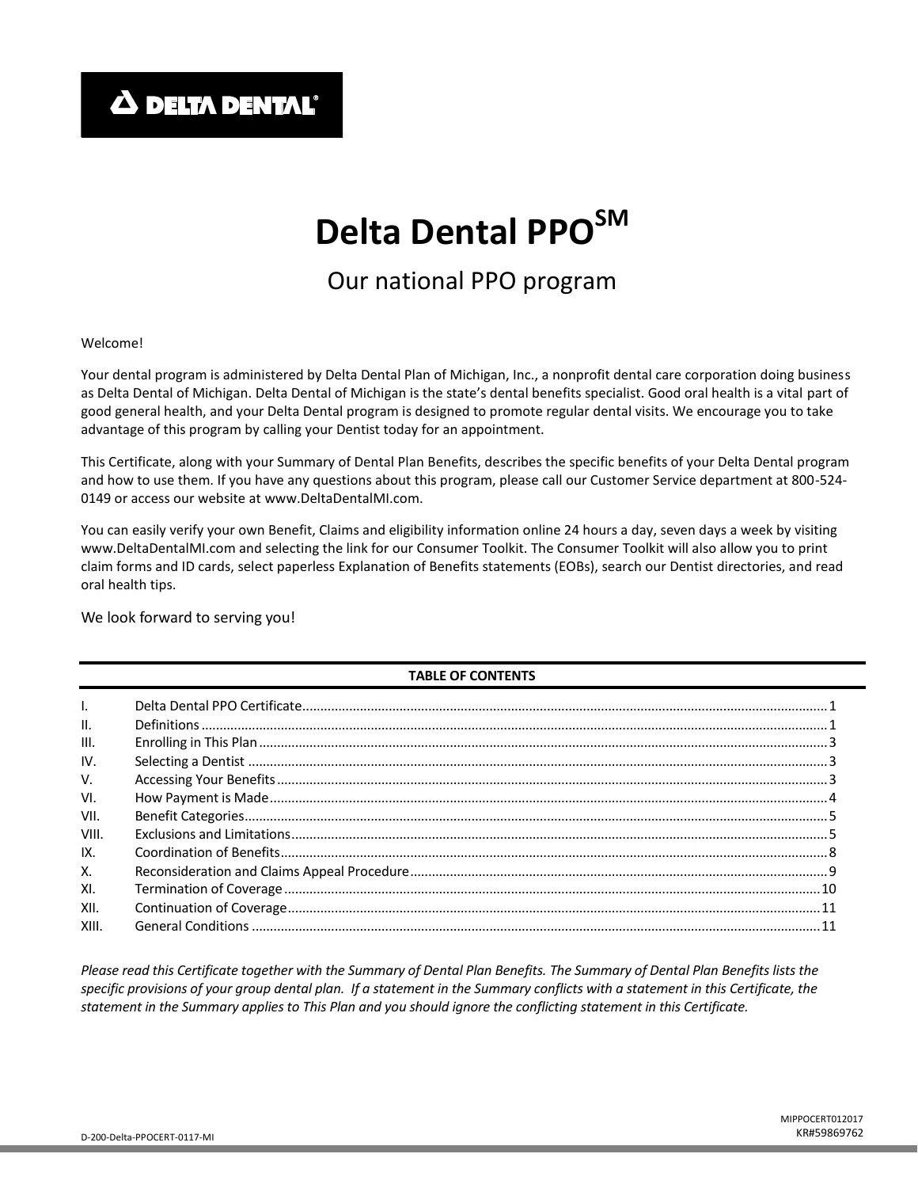**DELTA DENTAL**

# Delta Dental PPO[SM]

## Our national PPO program

Welcome!

Your dental program is administered by Delta Dental Plan of Michigan, Inc., a nonprofit dental care corporation doing business as Delta Dental of Michigan. Delta Dental of Michigan is the state's dental benefits specialist. Good oral health is a vital part of good general health, and your Delta Dental program is designed to promote regular dental visits. We encourage you to take advantage of this program by calling your Dentist today for an appointment.

This Certificate, along with your Summary of Dental Plan Benefits, describes the specific benefits of your Delta Dental program and how to use them. If you have any questions about this program, please call our Customer Service department at 800-524-0149 or access our website at www.DeltaDentalMI.com.

You can easily verify your own Benefit, Claims and eligibility information online 24 hours a day, seven days a week by visiting www.DeltaDentalMI.com and selecting the link for our Consumer Toolkit. The Consumer Toolkit will also allow you to print claim forms and ID cards, select paperless Explanation of Benefits statements (EOBs), search our Dentist directories, and read oral health tips.

We look forward to serving you!

**TABLE OF CONTENTS**

| | | |
|---|---|---|
| I. | Delta Dental PPO Certificate | 1 |
| II. | Definitions | 1 |
| III. | Enrolling in This Plan | 3 |
| IV. | Selecting a Dentist | 3 |
| V. | Accessing Your Benefits | 3 |
| VI. | How Payment is Made | 4 |
| VII. | Benefit Categories | 5 |
| VIII. | Exclusions and Limitations | 5 |
| IX. | Coordination of Benefits | 8 |
| X. | Reconsideration and Claims Appeal Procedure | 9 |
| XI. | Termination of Coverage | 10 |
| XII. | Continuation of Coverage | 11 |
| XIII. | General Conditions | 11 |

*Please read this Certificate together with the Summary of Dental Plan Benefits. The Summary of Dental Plan Benefits lists the specific provisions of your group dental plan. If a statement in the Summary conflicts with a statement in this Certificate, the statement in the Summary applies to This Plan and you should ignore the conflicting statement in this Certificate.*

D-200-Delta-PPOCERT-0117-MI

MIPPOCERT012017
KR#59869762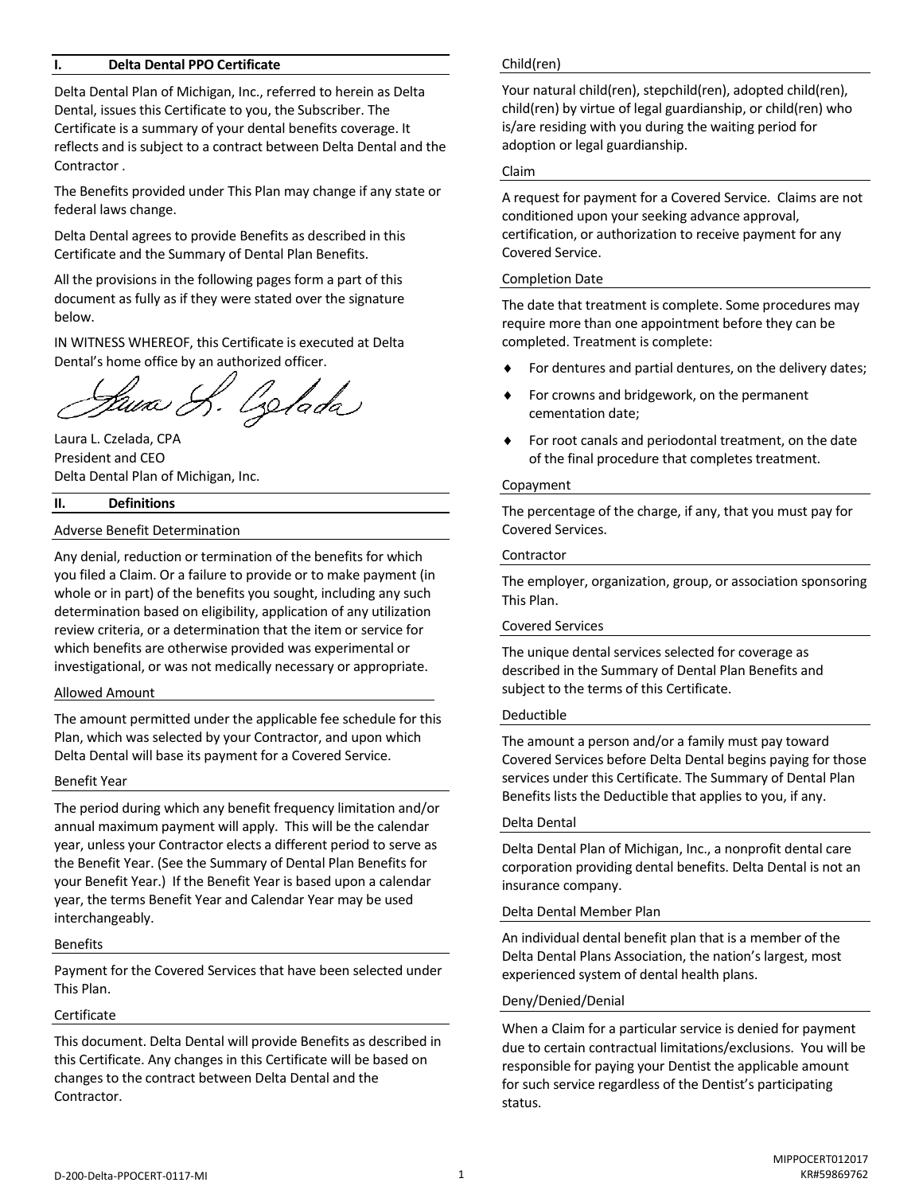## I. Delta Dental PPO Certificate

Delta Dental Plan of Michigan, Inc., referred to herein as Delta Dental, issues this Certificate to you, the Subscriber. The Certificate is a summary of your dental benefits coverage. It reflects and is subject to a contract between Delta Dental and the Contractor .

The Benefits provided under This Plan may change if any state or federal laws change.

Delta Dental agrees to provide Benefits as described in this Certificate and the Summary of Dental Plan Benefits.

All the provisions in the following pages form a part of this document as fully as if they were stated over the signature below.

IN WITNESS WHEREOF, this Certificate is executed at Delta Dental's home office by an authorized officer.

Laura L. Czelada, CPA
President and CEO
Delta Dental Plan of Michigan, Inc.

## II. Definitions

### Adverse Benefit Determination

Any denial, reduction or termination of the benefits for which you filed a Claim. Or a failure to provide or to make payment (in whole or in part) of the benefits you sought, including any such determination based on eligibility, application of any utilization review criteria, or a determination that the item or service for which benefits are otherwise provided was experimental or investigational, or was not medically necessary or appropriate.

### Allowed Amount

The amount permitted under the applicable fee schedule for this Plan, which was selected by your Contractor, and upon which Delta Dental will base its payment for a Covered Service.

### Benefit Year

The period during which any benefit frequency limitation and/or annual maximum payment will apply. This will be the calendar year, unless your Contractor elects a different period to serve as the Benefit Year. (See the Summary of Dental Plan Benefits for your Benefit Year.) If the Benefit Year is based upon a calendar year, the terms Benefit Year and Calendar Year may be used interchangeably.

### Benefits

Payment for the Covered Services that have been selected under This Plan.

### Certificate

This document. Delta Dental will provide Benefits as described in this Certificate. Any changes in this Certificate will be based on changes to the contract between Delta Dental and the Contractor.

### Child(ren)

Your natural child(ren), stepchild(ren), adopted child(ren), child(ren) by virtue of legal guardianship, or child(ren) who is/are residing with you during the waiting period for adoption or legal guardianship.

### Claim

A request for payment for a Covered Service. Claims are not conditioned upon your seeking advance approval, certification, or authorization to receive payment for any Covered Service.

### Completion Date

The date that treatment is complete. Some procedures may require more than one appointment before they can be completed. Treatment is complete:

- For dentures and partial dentures, on the delivery dates;
- For crowns and bridgework, on the permanent cementation date;
- For root canals and periodontal treatment, on the date of the final procedure that completes treatment.

### Copayment

The percentage of the charge, if any, that you must pay for Covered Services.

### Contractor

The employer, organization, group, or association sponsoring This Plan.

### Covered Services

The unique dental services selected for coverage as described in the Summary of Dental Plan Benefits and subject to the terms of this Certificate.

### Deductible

The amount a person and/or a family must pay toward Covered Services before Delta Dental begins paying for those services under this Certificate. The Summary of Dental Plan Benefits lists the Deductible that applies to you, if any.

### Delta Dental

Delta Dental Plan of Michigan, Inc., a nonprofit dental care corporation providing dental benefits. Delta Dental is not an insurance company.

### Delta Dental Member Plan

An individual dental benefit plan that is a member of the Delta Dental Plans Association, the nation's largest, most experienced system of dental health plans.

### Deny/Denied/Denial

When a Claim for a particular service is denied for payment due to certain contractual limitations/exclusions. You will be responsible for paying your Dentist the applicable amount for such service regardless of the Dentist's participating status.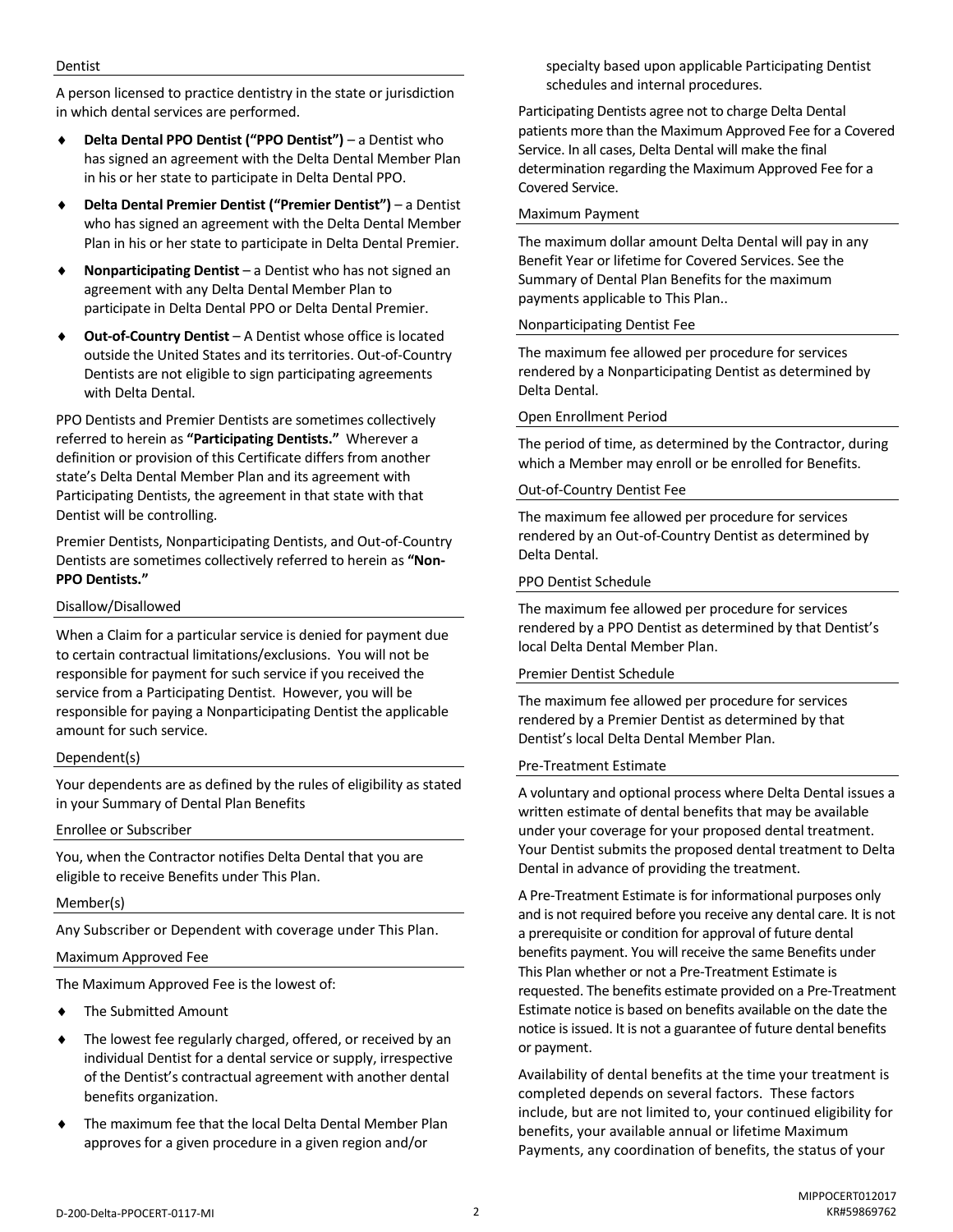### Dentist

A person licensed to practice dentistry in the state or jurisdiction in which dental services are performed.

- **Delta Dental PPO Dentist ("PPO Dentist")** – a Dentist who has signed an agreement with the Delta Dental Member Plan in his or her state to participate in Delta Dental PPO.
- **Delta Dental Premier Dentist ("Premier Dentist")** – a Dentist who has signed an agreement with the Delta Dental Member Plan in his or her state to participate in Delta Dental Premier.
- **Nonparticipating Dentist** – a Dentist who has not signed an agreement with any Delta Dental Member Plan to participate in Delta Dental PPO or Delta Dental Premier.
- **Out-of-Country Dentist** – A Dentist whose office is located outside the United States and its territories. Out-of-Country Dentists are not eligible to sign participating agreements with Delta Dental.

PPO Dentists and Premier Dentists are sometimes collectively referred to herein as **"Participating Dentists."** Wherever a definition or provision of this Certificate differs from another state's Delta Dental Member Plan and its agreement with Participating Dentists, the agreement in that state with that Dentist will be controlling.

Premier Dentists, Nonparticipating Dentists, and Out-of-Country Dentists are sometimes collectively referred to herein as **"Non-PPO Dentists."**

### Disallow/Disallowed

When a Claim for a particular service is denied for payment due to certain contractual limitations/exclusions. You will not be responsible for payment for such service if you received the service from a Participating Dentist. However, you will be responsible for paying a Nonparticipating Dentist the applicable amount for such service.

### Dependent(s)

Your dependents are as defined by the rules of eligibility as stated in your Summary of Dental Plan Benefits

### Enrollee or Subscriber

You, when the Contractor notifies Delta Dental that you are eligible to receive Benefits under This Plan.

### Member(s)

Any Subscriber or Dependent with coverage under This Plan.

### Maximum Approved Fee

The Maximum Approved Fee is the lowest of:

- The Submitted Amount
- The lowest fee regularly charged, offered, or received by an individual Dentist for a dental service or supply, irrespective of the Dentist's contractual agreement with another dental benefits organization.
- The maximum fee that the local Delta Dental Member Plan approves for a given procedure in a given region and/or specialty based upon applicable Participating Dentist schedules and internal procedures.

Participating Dentists agree not to charge Delta Dental patients more than the Maximum Approved Fee for a Covered Service. In all cases, Delta Dental will make the final determination regarding the Maximum Approved Fee for a Covered Service.

### Maximum Payment

The maximum dollar amount Delta Dental will pay in any Benefit Year or lifetime for Covered Services. See the Summary of Dental Plan Benefits for the maximum payments applicable to This Plan..

### Nonparticipating Dentist Fee

The maximum fee allowed per procedure for services rendered by a Nonparticipating Dentist as determined by Delta Dental.

### Open Enrollment Period

The period of time, as determined by the Contractor, during which a Member may enroll or be enrolled for Benefits.

### Out-of-Country Dentist Fee

The maximum fee allowed per procedure for services rendered by an Out-of-Country Dentist as determined by Delta Dental.

### PPO Dentist Schedule

The maximum fee allowed per procedure for services rendered by a PPO Dentist as determined by that Dentist's local Delta Dental Member Plan.

### Premier Dentist Schedule

The maximum fee allowed per procedure for services rendered by a Premier Dentist as determined by that Dentist's local Delta Dental Member Plan.

### Pre-Treatment Estimate

A voluntary and optional process where Delta Dental issues a written estimate of dental benefits that may be available under your coverage for your proposed dental treatment. Your Dentist submits the proposed dental treatment to Delta Dental in advance of providing the treatment.

A Pre-Treatment Estimate is for informational purposes only and is not required before you receive any dental care. It is not a prerequisite or condition for approval of future dental benefits payment. You will receive the same Benefits under This Plan whether or not a Pre-Treatment Estimate is requested. The benefits estimate provided on a Pre-Treatment Estimate notice is based on benefits available on the date the notice is issued. It is not a guarantee of future dental benefits or payment.

Availability of dental benefits at the time your treatment is completed depends on several factors. These factors include, but are not limited to, your continued eligibility for benefits, your available annual or lifetime Maximum Payments, any coordination of benefits, the status of your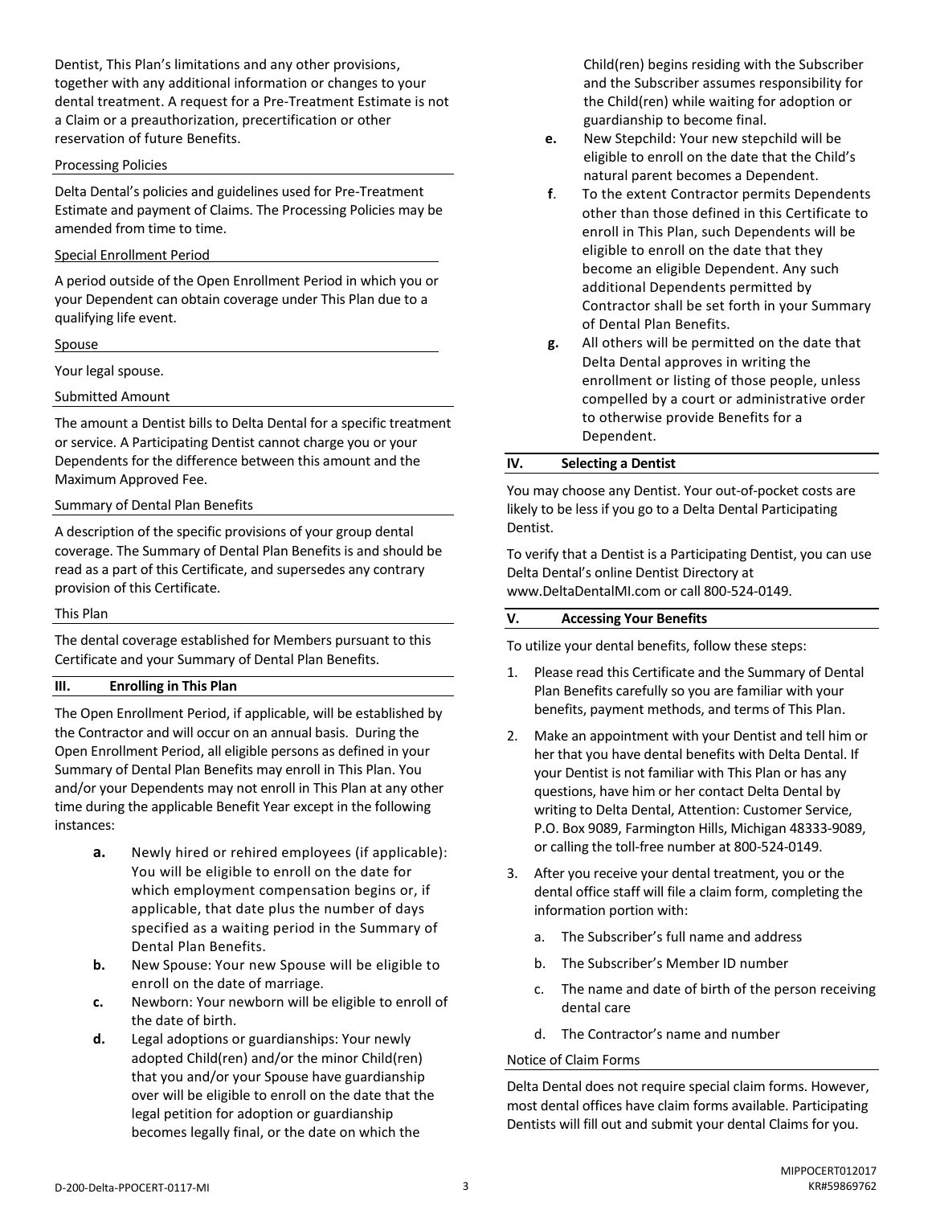Dentist, This Plan's limitations and any other provisions, together with any additional information or changes to your dental treatment. A request for a Pre-Treatment Estimate is not a Claim or a preauthorization, precertification or other reservation of future Benefits.

Processing Policies

Delta Dental's policies and guidelines used for Pre-Treatment Estimate and payment of Claims. The Processing Policies may be amended from time to time.

Special Enrollment Period

A period outside of the Open Enrollment Period in which you or your Dependent can obtain coverage under This Plan due to a qualifying life event.

Spouse

Your legal spouse.

Submitted Amount

The amount a Dentist bills to Delta Dental for a specific treatment or service. A Participating Dentist cannot charge you or your Dependents for the difference between this amount and the Maximum Approved Fee.

Summary of Dental Plan Benefits

A description of the specific provisions of your group dental coverage. The Summary of Dental Plan Benefits is and should be read as a part of this Certificate, and supersedes any contrary provision of this Certificate.

This Plan

The dental coverage established for Members pursuant to this Certificate and your Summary of Dental Plan Benefits.

## III. Enrolling in This Plan

The Open Enrollment Period, if applicable, will be established by the Contractor and will occur on an annual basis. During the Open Enrollment Period, all eligible persons as defined in your Summary of Dental Plan Benefits may enroll in This Plan. You and/or your Dependents may not enroll in This Plan at any other time during the applicable Benefit Year except in the following instances:

- **a.** Newly hired or rehired employees (if applicable): You will be eligible to enroll on the date for which employment compensation begins or, if applicable, that date plus the number of days specified as a waiting period in the Summary of Dental Plan Benefits.
- **b.** New Spouse: Your new Spouse will be eligible to enroll on the date of marriage.
- **c.** Newborn: Your newborn will be eligible to enroll of the date of birth.
- **d.** Legal adoptions or guardianships: Your newly adopted Child(ren) and/or the minor Child(ren) that you and/or your Spouse have guardianship over will be eligible to enroll on the date that the legal petition for adoption or guardianship becomes legally final, or the date on which the Child(ren) begins residing with the Subscriber and the Subscriber assumes responsibility for the Child(ren) while waiting for adoption or guardianship to become final.
- **e.** New Stepchild: Your new stepchild will be eligible to enroll on the date that the Child's natural parent becomes a Dependent.
- **f.** To the extent Contractor permits Dependents other than those defined in this Certificate to enroll in This Plan, such Dependents will be eligible to enroll on the date that they become an eligible Dependent. Any such additional Dependents permitted by Contractor shall be set forth in your Summary of Dental Plan Benefits.
- **g.** All others will be permitted on the date that Delta Dental approves in writing the enrollment or listing of those people, unless compelled by a court or administrative order to otherwise provide Benefits for a Dependent.

## IV. Selecting a Dentist

You may choose any Dentist. Your out-of-pocket costs are likely to be less if you go to a Delta Dental Participating Dentist.

To verify that a Dentist is a Participating Dentist, you can use Delta Dental's online Dentist Directory at www.DeltaDentalMI.com or call 800-524-0149.

## V. Accessing Your Benefits

To utilize your dental benefits, follow these steps:

1. Please read this Certificate and the Summary of Dental Plan Benefits carefully so you are familiar with your benefits, payment methods, and terms of This Plan.
2. Make an appointment with your Dentist and tell him or her that you have dental benefits with Delta Dental. If your Dentist is not familiar with This Plan or has any questions, have him or her contact Delta Dental by writing to Delta Dental, Attention: Customer Service, P.O. Box 9089, Farmington Hills, Michigan 48333-9089, or calling the toll-free number at 800-524-0149.
3. After you receive your dental treatment, you or the dental office staff will file a claim form, completing the information portion with:
   a. The Subscriber's full name and address
   b. The Subscriber's Member ID number
   c. The name and date of birth of the person receiving dental care
   d. The Contractor's name and number

Notice of Claim Forms

Delta Dental does not require special claim forms. However, most dental offices have claim forms available. Participating Dentists will fill out and submit your dental Claims for you.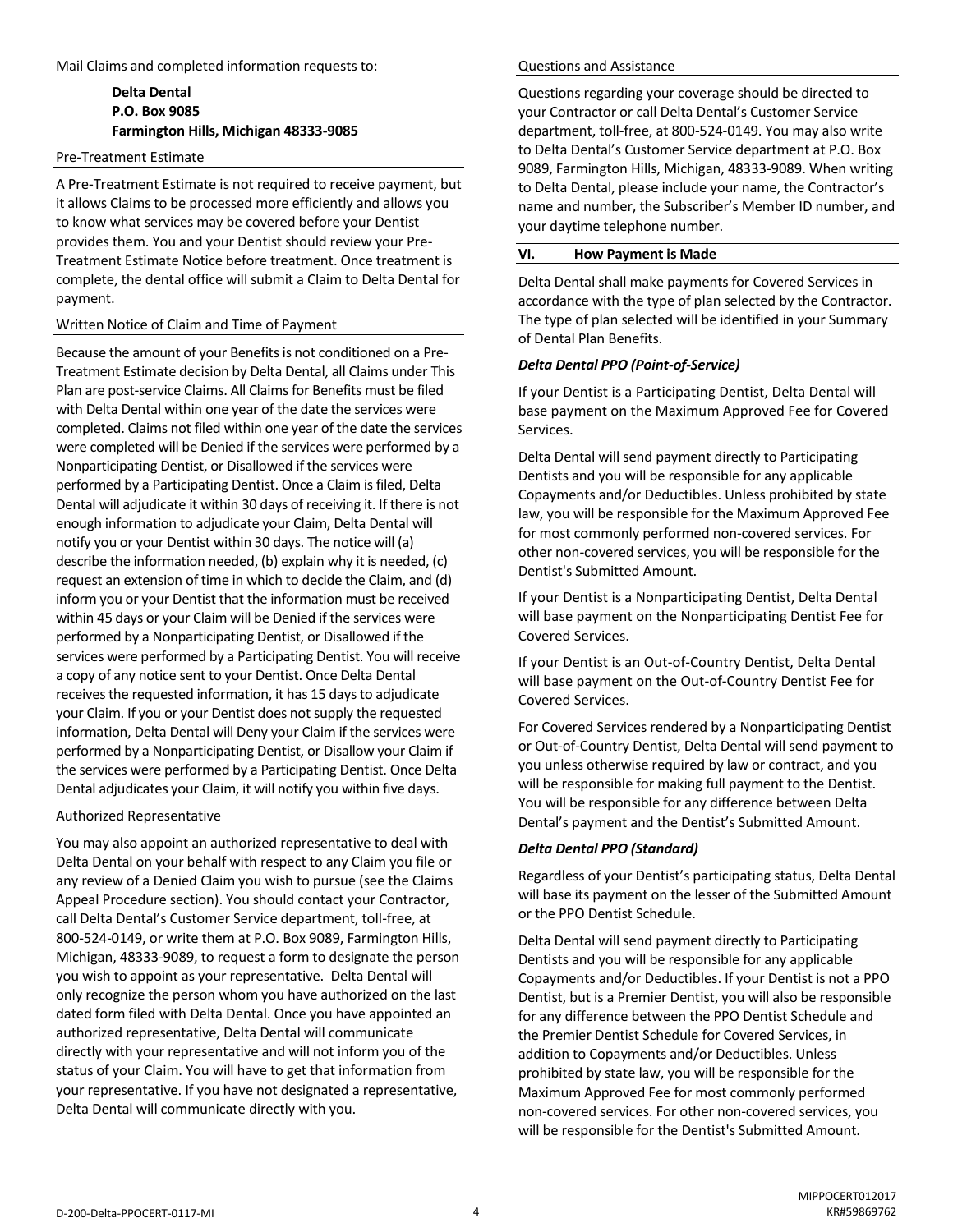Mail Claims and completed information requests to:

> **Delta Dental**
> **P.O. Box 9085**
> **Farmington Hills, Michigan 48333-9085**

### Pre-Treatment Estimate

A Pre-Treatment Estimate is not required to receive payment, but it allows Claims to be processed more efficiently and allows you to know what services may be covered before your Dentist provides them. You and your Dentist should review your Pre-Treatment Estimate Notice before treatment. Once treatment is complete, the dental office will submit a Claim to Delta Dental for payment.

### Written Notice of Claim and Time of Payment

Because the amount of your Benefits is not conditioned on a Pre-Treatment Estimate decision by Delta Dental, all Claims under This Plan are post-service Claims. All Claims for Benefits must be filed with Delta Dental within one year of the date the services were completed. Claims not filed within one year of the date the services were completed will be Denied if the services were performed by a Nonparticipating Dentist, or Disallowed if the services were performed by a Participating Dentist. Once a Claim is filed, Delta Dental will adjudicate it within 30 days of receiving it. If there is not enough information to adjudicate your Claim, Delta Dental will notify you or your Dentist within 30 days. The notice will (a) describe the information needed, (b) explain why it is needed, (c) request an extension of time in which to decide the Claim, and (d) inform you or your Dentist that the information must be received within 45 days or your Claim will be Denied if the services were performed by a Nonparticipating Dentist, or Disallowed if the services were performed by a Participating Dentist. You will receive a copy of any notice sent to your Dentist. Once Delta Dental receives the requested information, it has 15 days to adjudicate your Claim. If you or your Dentist does not supply the requested information, Delta Dental will Deny your Claim if the services were performed by a Nonparticipating Dentist, or Disallow your Claim if the services were performed by a Participating Dentist. Once Delta Dental adjudicates your Claim, it will notify you within five days.

### Authorized Representative

You may also appoint an authorized representative to deal with Delta Dental on your behalf with respect to any Claim you file or any review of a Denied Claim you wish to pursue (see the Claims Appeal Procedure section). You should contact your Contractor, call Delta Dental's Customer Service department, toll-free, at 800-524-0149, or write them at P.O. Box 9089, Farmington Hills, Michigan, 48333-9089, to request a form to designate the person you wish to appoint as your representative. Delta Dental will only recognize the person whom you have authorized on the last dated form filed with Delta Dental. Once you have appointed an authorized representative, Delta Dental will communicate directly with your representative and will not inform you of the status of your Claim. You will have to get that information from your representative. If you have not designated a representative, Delta Dental will communicate directly with you.

### Questions and Assistance

Questions regarding your coverage should be directed to your Contractor or call Delta Dental's Customer Service department, toll-free, at 800-524-0149. You may also write to Delta Dental's Customer Service department at P.O. Box 9089, Farmington Hills, Michigan, 48333-9089. When writing to Delta Dental, please include your name, the Contractor's name and number, the Subscriber's Member ID number, and your daytime telephone number.

## VI. How Payment is Made

Delta Dental shall make payments for Covered Services in accordance with the type of plan selected by the Contractor. The type of plan selected will be identified in your Summary of Dental Plan Benefits.

***Delta Dental PPO (Point-of-Service)***

If your Dentist is a Participating Dentist, Delta Dental will base payment on the Maximum Approved Fee for Covered Services.

Delta Dental will send payment directly to Participating Dentists and you will be responsible for any applicable Copayments and/or Deductibles. Unless prohibited by state law, you will be responsible for the Maximum Approved Fee for most commonly performed non-covered services. For other non-covered services, you will be responsible for the Dentist's Submitted Amount.

If your Dentist is a Nonparticipating Dentist, Delta Dental will base payment on the Nonparticipating Dentist Fee for Covered Services.

If your Dentist is an Out-of-Country Dentist, Delta Dental will base payment on the Out-of-Country Dentist Fee for Covered Services.

For Covered Services rendered by a Nonparticipating Dentist or Out-of-Country Dentist, Delta Dental will send payment to you unless otherwise required by law or contract, and you will be responsible for making full payment to the Dentist. You will be responsible for any difference between Delta Dental's payment and the Dentist's Submitted Amount.

***Delta Dental PPO (Standard)***

Regardless of your Dentist's participating status, Delta Dental will base its payment on the lesser of the Submitted Amount or the PPO Dentist Schedule.

Delta Dental will send payment directly to Participating Dentists and you will be responsible for any applicable Copayments and/or Deductibles. If your Dentist is not a PPO Dentist, but is a Premier Dentist, you will also be responsible for any difference between the PPO Dentist Schedule and the Premier Dentist Schedule for Covered Services, in addition to Copayments and/or Deductibles. Unless prohibited by state law, you will be responsible for the Maximum Approved Fee for most commonly performed non-covered services. For other non-covered services, you will be responsible for the Dentist's Submitted Amount.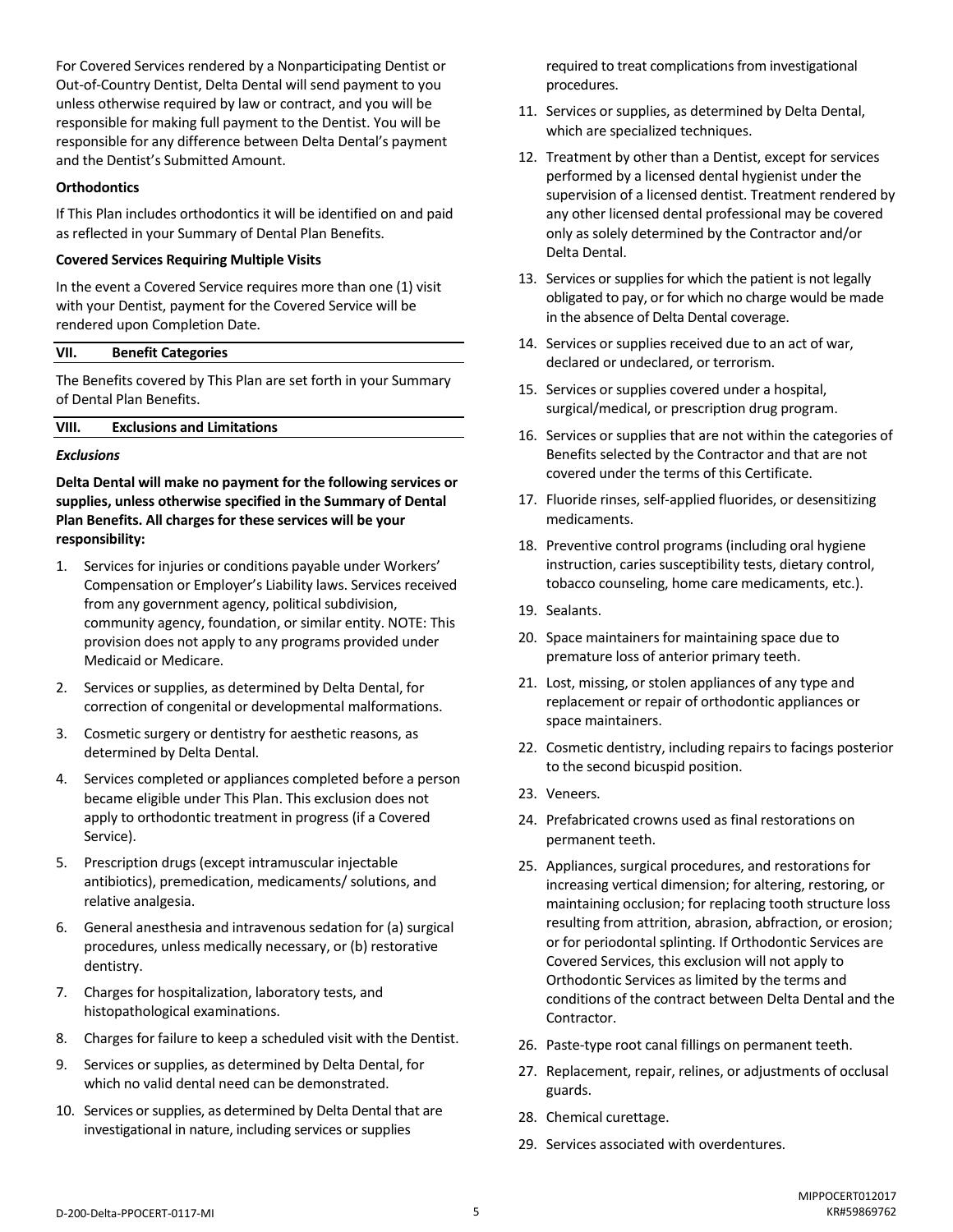For Covered Services rendered by a Nonparticipating Dentist or Out-of-Country Dentist, Delta Dental will send payment to you unless otherwise required by law or contract, and you will be responsible for making full payment to the Dentist. You will be responsible for any difference between Delta Dental's payment and the Dentist's Submitted Amount.

**Orthodontics**

If This Plan includes orthodontics it will be identified on and paid as reflected in your Summary of Dental Plan Benefits.

**Covered Services Requiring Multiple Visits**

In the event a Covered Service requires more than one (1) visit with your Dentist, payment for the Covered Service will be rendered upon Completion Date.

## VII. Benefit Categories

The Benefits covered by This Plan are set forth in your Summary of Dental Plan Benefits.

## VIII. Exclusions and Limitations

***Exclusions***

**Delta Dental will make no payment for the following services or supplies, unless otherwise specified in the Summary of Dental Plan Benefits. All charges for these services will be your responsibility:**

1. Services for injuries or conditions payable under Workers' Compensation or Employer's Liability laws. Services received from any government agency, political subdivision, community agency, foundation, or similar entity. NOTE: This provision does not apply to any programs provided under Medicaid or Medicare.
2. Services or supplies, as determined by Delta Dental, for correction of congenital or developmental malformations.
3. Cosmetic surgery or dentistry for aesthetic reasons, as determined by Delta Dental.
4. Services completed or appliances completed before a person became eligible under This Plan. This exclusion does not apply to orthodontic treatment in progress (if a Covered Service).
5. Prescription drugs (except intramuscular injectable antibiotics), premedication, medicaments/ solutions, and relative analgesia.
6. General anesthesia and intravenous sedation for (a) surgical procedures, unless medically necessary, or (b) restorative dentistry.
7. Charges for hospitalization, laboratory tests, and histopathological examinations.
8. Charges for failure to keep a scheduled visit with the Dentist.
9. Services or supplies, as determined by Delta Dental, for which no valid dental need can be demonstrated.
10. Services or supplies, as determined by Delta Dental that are investigational in nature, including services or supplies required to treat complications from investigational procedures.
11. Services or supplies, as determined by Delta Dental, which are specialized techniques.
12. Treatment by other than a Dentist, except for services performed by a licensed dental hygienist under the supervision of a licensed dentist. Treatment rendered by any other licensed dental professional may be covered only as solely determined by the Contractor and/or Delta Dental.
13. Services or supplies for which the patient is not legally obligated to pay, or for which no charge would be made in the absence of Delta Dental coverage.
14. Services or supplies received due to an act of war, declared or undeclared, or terrorism.
15. Services or supplies covered under a hospital, surgical/medical, or prescription drug program.
16. Services or supplies that are not within the categories of Benefits selected by the Contractor and that are not covered under the terms of this Certificate.
17. Fluoride rinses, self-applied fluorides, or desensitizing medicaments.
18. Preventive control programs (including oral hygiene instruction, caries susceptibility tests, dietary control, tobacco counseling, home care medicaments, etc.).
19. Sealants.
20. Space maintainers for maintaining space due to premature loss of anterior primary teeth.
21. Lost, missing, or stolen appliances of any type and replacement or repair of orthodontic appliances or space maintainers.
22. Cosmetic dentistry, including repairs to facings posterior to the second bicuspid position.
23. Veneers.
24. Prefabricated crowns used as final restorations on permanent teeth.
25. Appliances, surgical procedures, and restorations for increasing vertical dimension; for altering, restoring, or maintaining occlusion; for replacing tooth structure loss resulting from attrition, abrasion, abfraction, or erosion; or for periodontal splinting. If Orthodontic Services are Covered Services, this exclusion will not apply to Orthodontic Services as limited by the terms and conditions of the contract between Delta Dental and the Contractor.
26. Paste-type root canal fillings on permanent teeth.
27. Replacement, repair, relines, or adjustments of occlusal guards.
28. Chemical curettage.
29. Services associated with overdentures.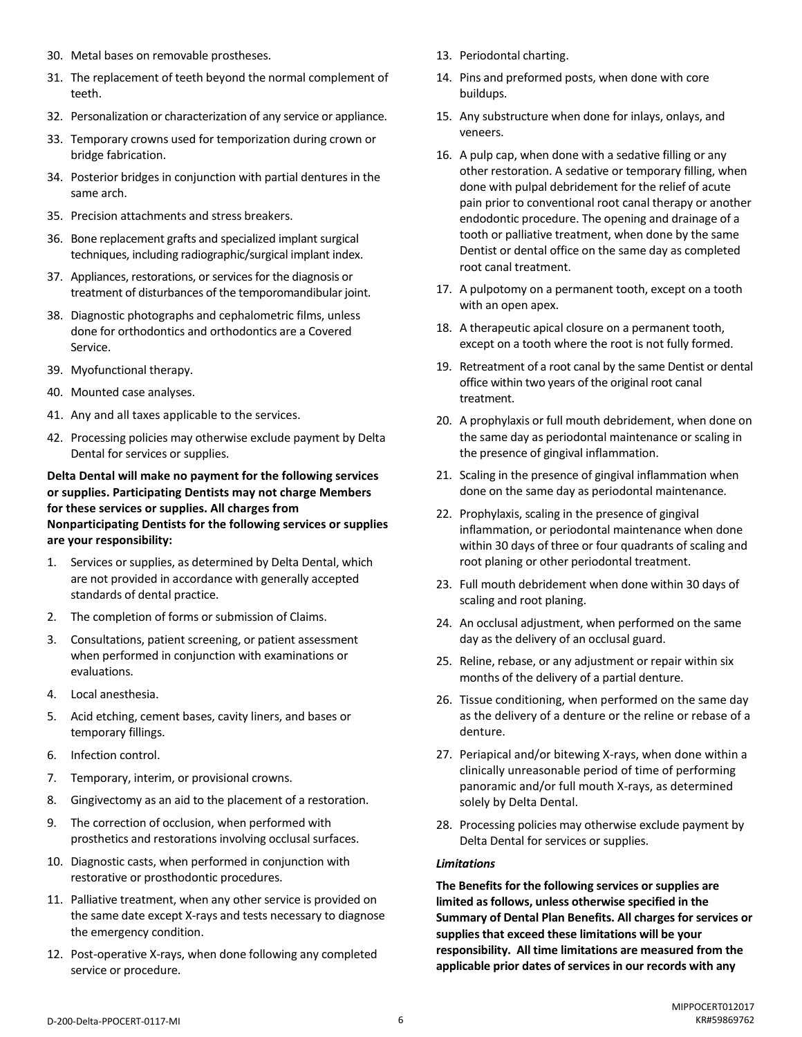30. Metal bases on removable prostheses.
31. The replacement of teeth beyond the normal complement of teeth.
32. Personalization or characterization of any service or appliance.
33. Temporary crowns used for temporization during crown or bridge fabrication.
34. Posterior bridges in conjunction with partial dentures in the same arch.
35. Precision attachments and stress breakers.
36. Bone replacement grafts and specialized implant surgical techniques, including radiographic/surgical implant index.
37. Appliances, restorations, or services for the diagnosis or treatment of disturbances of the temporomandibular joint.
38. Diagnostic photographs and cephalometric films, unless done for orthodontics and orthodontics are a Covered Service.
39. Myofunctional therapy.
40. Mounted case analyses.
41. Any and all taxes applicable to the services.
42. Processing policies may otherwise exclude payment by Delta Dental for services or supplies.

**Delta Dental will make no payment for the following services or supplies. Participating Dentists may not charge Members for these services or supplies. All charges from Nonparticipating Dentists for the following services or supplies are your responsibility:**

1. Services or supplies, as determined by Delta Dental, which are not provided in accordance with generally accepted standards of dental practice.
2. The completion of forms or submission of Claims.
3. Consultations, patient screening, or patient assessment when performed in conjunction with examinations or evaluations.
4. Local anesthesia.
5. Acid etching, cement bases, cavity liners, and bases or temporary fillings.
6. Infection control.
7. Temporary, interim, or provisional crowns.
8. Gingivectomy as an aid to the placement of a restoration.
9. The correction of occlusion, when performed with prosthetics and restorations involving occlusal surfaces.
10. Diagnostic casts, when performed in conjunction with restorative or prosthodontic procedures.
11. Palliative treatment, when any other service is provided on the same date except X-rays and tests necessary to diagnose the emergency condition.
12. Post-operative X-rays, when done following any completed service or procedure.
13. Periodontal charting.
14. Pins and preformed posts, when done with core buildups.
15. Any substructure when done for inlays, onlays, and veneers.
16. A pulp cap, when done with a sedative filling or any other restoration. A sedative or temporary filling, when done with pulpal debridement for the relief of acute pain prior to conventional root canal therapy or another endodontic procedure. The opening and drainage of a tooth or palliative treatment, when done by the same Dentist or dental office on the same day as completed root canal treatment.
17. A pulpotomy on a permanent tooth, except on a tooth with an open apex.
18. A therapeutic apical closure on a permanent tooth, except on a tooth where the root is not fully formed.
19. Retreatment of a root canal by the same Dentist or dental office within two years of the original root canal treatment.
20. A prophylaxis or full mouth debridement, when done on the same day as periodontal maintenance or scaling in the presence of gingival inflammation.
21. Scaling in the presence of gingival inflammation when done on the same day as periodontal maintenance.
22. Prophylaxis, scaling in the presence of gingival inflammation, or periodontal maintenance when done within 30 days of three or four quadrants of scaling and root planing or other periodontal treatment.
23. Full mouth debridement when done within 30 days of scaling and root planing.
24. An occlusal adjustment, when performed on the same day as the delivery of an occlusal guard.
25. Reline, rebase, or any adjustment or repair within six months of the delivery of a partial denture.
26. Tissue conditioning, when performed on the same day as the delivery of a denture or the reline or rebase of a denture.
27. Periapical and/or bitewing X-rays, when done within a clinically unreasonable period of time of performing panoramic and/or full mouth X-rays, as determined solely by Delta Dental.
28. Processing policies may otherwise exclude payment by Delta Dental for services or supplies.

***Limitations***

**The Benefits for the following services or supplies are limited as follows, unless otherwise specified in the Summary of Dental Plan Benefits. All charges for services or supplies that exceed these limitations will be your responsibility. All time limitations are measured from the applicable prior dates of services in our records with any**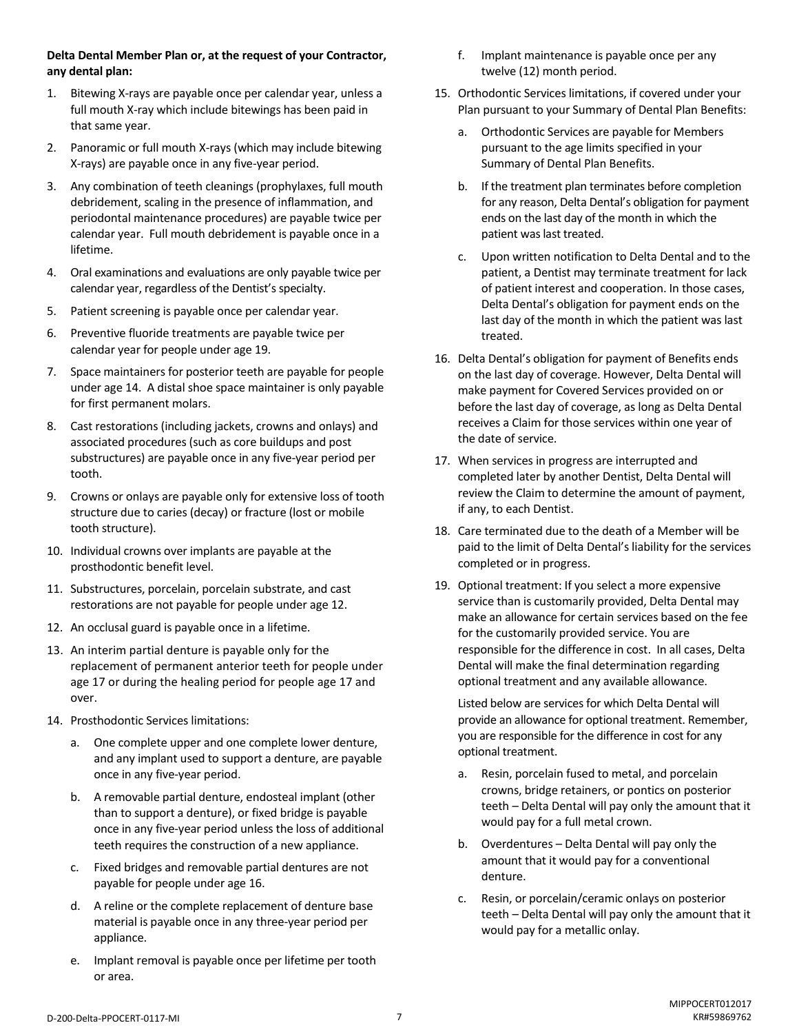**Delta Dental Member Plan or, at the request of your Contractor, any dental plan:**

1. Bitewing X-rays are payable once per calendar year, unless a full mouth X-ray which include bitewings has been paid in that same year.
2. Panoramic or full mouth X-rays (which may include bitewing X-rays) are payable once in any five-year period.
3. Any combination of teeth cleanings (prophylaxes, full mouth debridement, scaling in the presence of inflammation, and periodontal maintenance procedures) are payable twice per calendar year. Full mouth debridement is payable once in a lifetime.
4. Oral examinations and evaluations are only payable twice per calendar year, regardless of the Dentist's specialty.
5. Patient screening is payable once per calendar year.
6. Preventive fluoride treatments are payable twice per calendar year for people under age 19.
7. Space maintainers for posterior teeth are payable for people under age 14. A distal shoe space maintainer is only payable for first permanent molars.
8. Cast restorations (including jackets, crowns and onlays) and associated procedures (such as core buildups and post substructures) are payable once in any five-year period per tooth.
9. Crowns or onlays are payable only for extensive loss of tooth structure due to caries (decay) or fracture (lost or mobile tooth structure).
10. Individual crowns over implants are payable at the prosthodontic benefit level.
11. Substructures, porcelain, porcelain substrate, and cast restorations are not payable for people under age 12.
12. An occlusal guard is payable once in a lifetime.
13. An interim partial denture is payable only for the replacement of permanent anterior teeth for people under age 17 or during the healing period for people age 17 and over.
14. Prosthodontic Services limitations:
    a. One complete upper and one complete lower denture, and any implant used to support a denture, are payable once in any five-year period.
    b. A removable partial denture, endosteal implant (other than to support a denture), or fixed bridge is payable once in any five-year period unless the loss of additional teeth requires the construction of a new appliance.
    c. Fixed bridges and removable partial dentures are not payable for people under age 16.
    d. A reline or the complete replacement of denture base material is payable once in any three-year period per appliance.
    e. Implant removal is payable once per lifetime per tooth or area.
    f. Implant maintenance is payable once per any twelve (12) month period.
15. Orthodontic Services limitations, if covered under your Plan pursuant to your Summary of Dental Plan Benefits:
    a. Orthodontic Services are payable for Members pursuant to the age limits specified in your Summary of Dental Plan Benefits.
    b. If the treatment plan terminates before completion for any reason, Delta Dental's obligation for payment ends on the last day of the month in which the patient was last treated.
    c. Upon written notification to Delta Dental and to the patient, a Dentist may terminate treatment for lack of patient interest and cooperation. In those cases, Delta Dental's obligation for payment ends on the last day of the month in which the patient was last treated.
16. Delta Dental's obligation for payment of Benefits ends on the last day of coverage. However, Delta Dental will make payment for Covered Services provided on or before the last day of coverage, as long as Delta Dental receives a Claim for those services within one year of the date of service.
17. When services in progress are interrupted and completed later by another Dentist, Delta Dental will review the Claim to determine the amount of payment, if any, to each Dentist.
18. Care terminated due to the death of a Member will be paid to the limit of Delta Dental's liability for the services completed or in progress.
19. Optional treatment: If you select a more expensive service than is customarily provided, Delta Dental may make an allowance for certain services based on the fee for the customarily provided service. You are responsible for the difference in cost. In all cases, Delta Dental will make the final determination regarding optional treatment and any available allowance.

    Listed below are services for which Delta Dental will provide an allowance for optional treatment. Remember, you are responsible for the difference in cost for any optional treatment.

    a. Resin, porcelain fused to metal, and porcelain crowns, bridge retainers, or pontics on posterior teeth – Delta Dental will pay only the amount that it would pay for a full metal crown.
    b. Overdentures – Delta Dental will pay only the amount that it would pay for a conventional denture.
    c. Resin, or porcelain/ceramic onlays on posterior teeth – Delta Dental will pay only the amount that it would pay for a metallic onlay.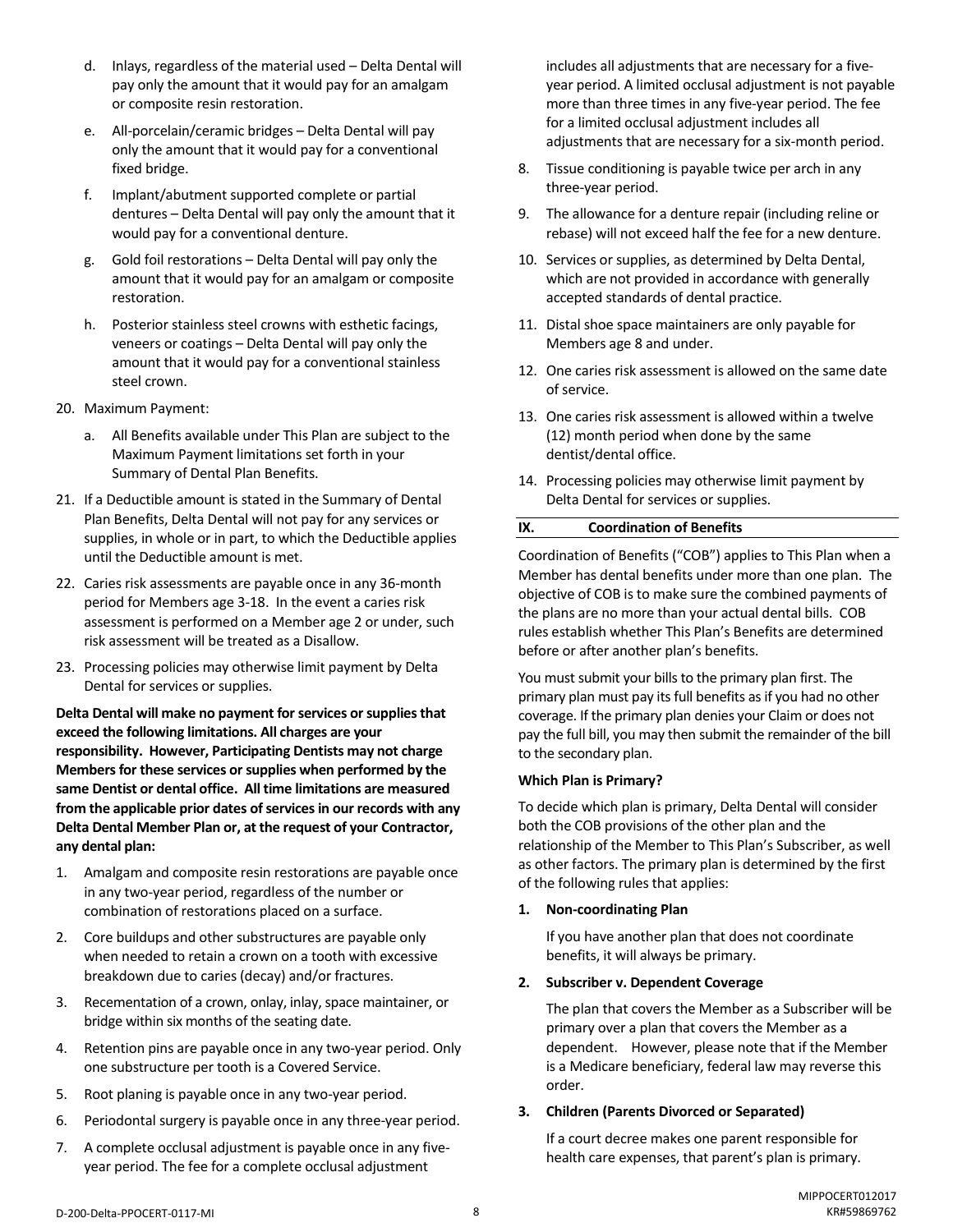d. Inlays, regardless of the material used – Delta Dental will pay only the amount that it would pay for an amalgam or composite resin restoration.

e. All-porcelain/ceramic bridges – Delta Dental will pay only the amount that it would pay for a conventional fixed bridge.

f. Implant/abutment supported complete or partial dentures – Delta Dental will pay only the amount that it would pay for a conventional denture.

g. Gold foil restorations – Delta Dental will pay only the amount that it would pay for an amalgam or composite restoration.

h. Posterior stainless steel crowns with esthetic facings, veneers or coatings – Delta Dental will pay only the amount that it would pay for a conventional stainless steel crown.

20. Maximum Payment:

    a. All Benefits available under This Plan are subject to the Maximum Payment limitations set forth in your Summary of Dental Plan Benefits.

21. If a Deductible amount is stated in the Summary of Dental Plan Benefits, Delta Dental will not pay for any services or supplies, in whole or in part, to which the Deductible applies until the Deductible amount is met.

22. Caries risk assessments are payable once in any 36-month period for Members age 3-18. In the event a caries risk assessment is performed on a Member age 2 or under, such risk assessment will be treated as a Disallow.

23. Processing policies may otherwise limit payment by Delta Dental for services or supplies.

**Delta Dental will make no payment for services or supplies that exceed the following limitations. All charges are your responsibility. However, Participating Dentists may not charge Members for these services or supplies when performed by the same Dentist or dental office. All time limitations are measured from the applicable prior dates of services in our records with any Delta Dental Member Plan or, at the request of your Contractor, any dental plan:**

1. Amalgam and composite resin restorations are payable once in any two-year period, regardless of the number or combination of restorations placed on a surface.
2. Core buildups and other substructures are payable only when needed to retain a crown on a tooth with excessive breakdown due to caries (decay) and/or fractures.
3. Recementation of a crown, onlay, inlay, space maintainer, or bridge within six months of the seating date.
4. Retention pins are payable once in any two-year period. Only one substructure per tooth is a Covered Service.
5. Root planing is payable once in any two-year period.
6. Periodontal surgery is payable once in any three-year period.
7. A complete occlusal adjustment is payable once in any five-year period. The fee for a complete occlusal adjustment includes all adjustments that are necessary for a five-year period. A limited occlusal adjustment is not payable more than three times in any five-year period. The fee for a limited occlusal adjustment includes all adjustments that are necessary for a six-month period.
8. Tissue conditioning is payable twice per arch in any three-year period.
9. The allowance for a denture repair (including reline or rebase) will not exceed half the fee for a new denture.
10. Services or supplies, as determined by Delta Dental, which are not provided in accordance with generally accepted standards of dental practice.
11. Distal shoe space maintainers are only payable for Members age 8 and under.
12. One caries risk assessment is allowed on the same date of service.
13. One caries risk assessment is allowed within a twelve (12) month period when done by the same dentist/dental office.
14. Processing policies may otherwise limit payment by Delta Dental for services or supplies.

## IX. Coordination of Benefits

Coordination of Benefits ("COB") applies to This Plan when a Member has dental benefits under more than one plan. The objective of COB is to make sure the combined payments of the plans are no more than your actual dental bills. COB rules establish whether This Plan's Benefits are determined before or after another plan's benefits.

You must submit your bills to the primary plan first. The primary plan must pay its full benefits as if you had no other coverage. If the primary plan denies your Claim or does not pay the full bill, you may then submit the remainder of the bill to the secondary plan.

**Which Plan is Primary?**

To decide which plan is primary, Delta Dental will consider both the COB provisions of the other plan and the relationship of the Member to This Plan's Subscriber, as well as other factors. The primary plan is determined by the first of the following rules that applies:

**1. Non-coordinating Plan**

If you have another plan that does not coordinate benefits, it will always be primary.

**2. Subscriber v. Dependent Coverage**

The plan that covers the Member as a Subscriber will be primary over a plan that covers the Member as a dependent. However, please note that if the Member is a Medicare beneficiary, federal law may reverse this order.

**3. Children (Parents Divorced or Separated)**

If a court decree makes one parent responsible for health care expenses, that parent's plan is primary.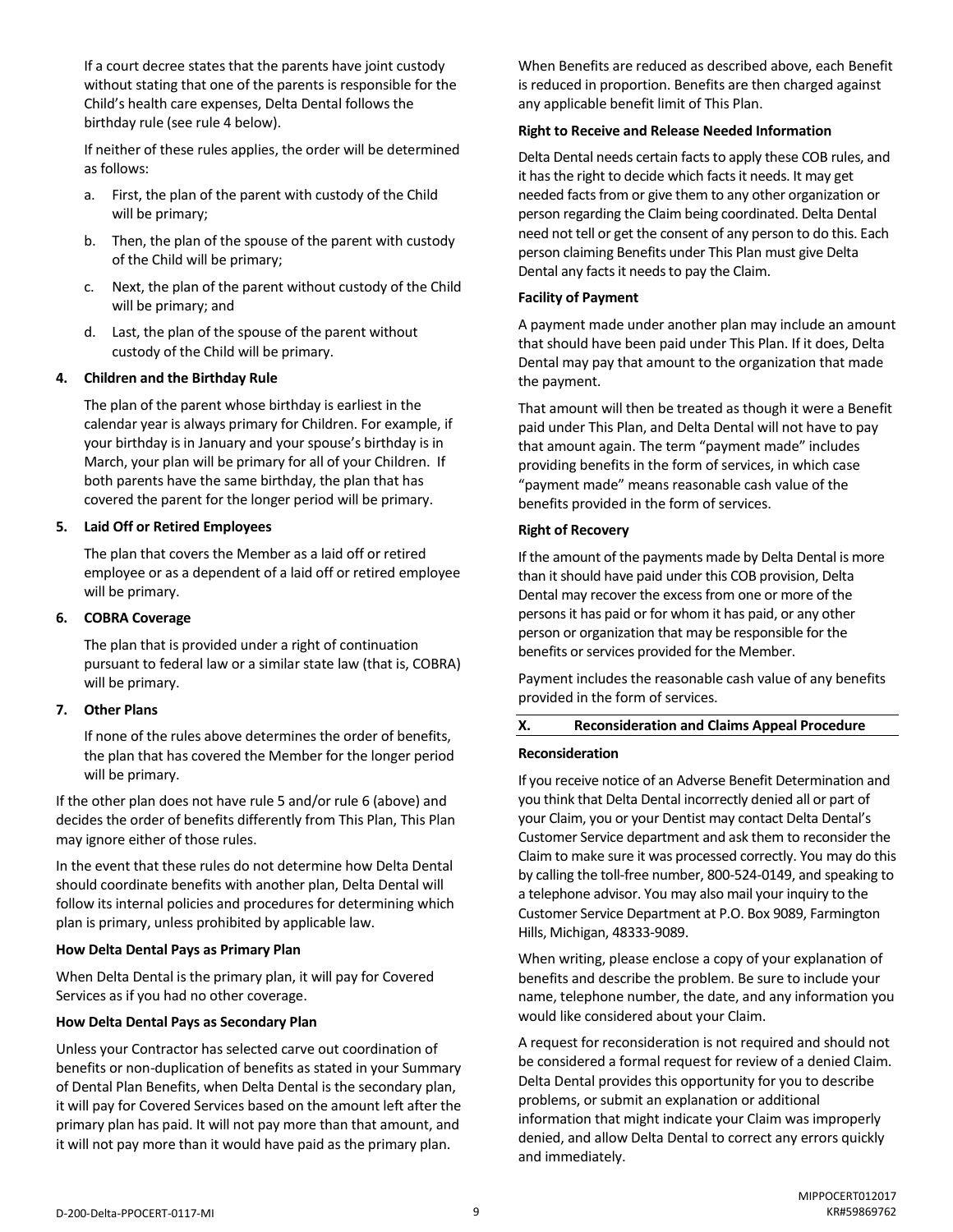If a court decree states that the parents have joint custody without stating that one of the parents is responsible for the Child's health care expenses, Delta Dental follows the birthday rule (see rule 4 below).

If neither of these rules applies, the order will be determined as follows:

a. First, the plan of the parent with custody of the Child will be primary;
b. Then, the plan of the spouse of the parent with custody of the Child will be primary;
c. Next, the plan of the parent without custody of the Child will be primary; and
d. Last, the plan of the spouse of the parent without custody of the Child will be primary.

**4. Children and the Birthday Rule**

The plan of the parent whose birthday is earliest in the calendar year is always primary for Children. For example, if your birthday is in January and your spouse's birthday is in March, your plan will be primary for all of your Children. If both parents have the same birthday, the plan that has covered the parent for the longer period will be primary.

**5. Laid Off or Retired Employees**

The plan that covers the Member as a laid off or retired employee or as a dependent of a laid off or retired employee will be primary.

**6. COBRA Coverage**

The plan that is provided under a right of continuation pursuant to federal law or a similar state law (that is, COBRA) will be primary.

**7. Other Plans**

If none of the rules above determines the order of benefits, the plan that has covered the Member for the longer period will be primary.

If the other plan does not have rule 5 and/or rule 6 (above) and decides the order of benefits differently from This Plan, This Plan may ignore either of those rules.

In the event that these rules do not determine how Delta Dental should coordinate benefits with another plan, Delta Dental will follow its internal policies and procedures for determining which plan is primary, unless prohibited by applicable law.

**How Delta Dental Pays as Primary Plan**

When Delta Dental is the primary plan, it will pay for Covered Services as if you had no other coverage.

**How Delta Dental Pays as Secondary Plan**

Unless your Contractor has selected carve out coordination of benefits or non-duplication of benefits as stated in your Summary of Dental Plan Benefits, when Delta Dental is the secondary plan, it will pay for Covered Services based on the amount left after the primary plan has paid. It will not pay more than that amount, and it will not pay more than it would have paid as the primary plan.

When Benefits are reduced as described above, each Benefit is reduced in proportion. Benefits are then charged against any applicable benefit limit of This Plan.

**Right to Receive and Release Needed Information**

Delta Dental needs certain facts to apply these COB rules, and it has the right to decide which facts it needs. It may get needed facts from or give them to any other organization or person regarding the Claim being coordinated. Delta Dental need not tell or get the consent of any person to do this. Each person claiming Benefits under This Plan must give Delta Dental any facts it needs to pay the Claim.

**Facility of Payment**

A payment made under another plan may include an amount that should have been paid under This Plan. If it does, Delta Dental may pay that amount to the organization that made the payment.

That amount will then be treated as though it were a Benefit paid under This Plan, and Delta Dental will not have to pay that amount again. The term "payment made" includes providing benefits in the form of services, in which case "payment made" means reasonable cash value of the benefits provided in the form of services.

**Right of Recovery**

If the amount of the payments made by Delta Dental is more than it should have paid under this COB provision, Delta Dental may recover the excess from one or more of the persons it has paid or for whom it has paid, or any other person or organization that may be responsible for the benefits or services provided for the Member.

Payment includes the reasonable cash value of any benefits provided in the form of services.

## X. Reconsideration and Claims Appeal Procedure

**Reconsideration**

If you receive notice of an Adverse Benefit Determination and you think that Delta Dental incorrectly denied all or part of your Claim, you or your Dentist may contact Delta Dental's Customer Service department and ask them to reconsider the Claim to make sure it was processed correctly. You may do this by calling the toll-free number, 800-524-0149, and speaking to a telephone advisor. You may also mail your inquiry to the Customer Service Department at P.O. Box 9089, Farmington Hills, Michigan, 48333-9089.

When writing, please enclose a copy of your explanation of benefits and describe the problem. Be sure to include your name, telephone number, the date, and any information you would like considered about your Claim.

A request for reconsideration is not required and should not be considered a formal request for review of a denied Claim. Delta Dental provides this opportunity for you to describe problems, or submit an explanation or additional information that might indicate your Claim was improperly denied, and allow Delta Dental to correct any errors quickly and immediately.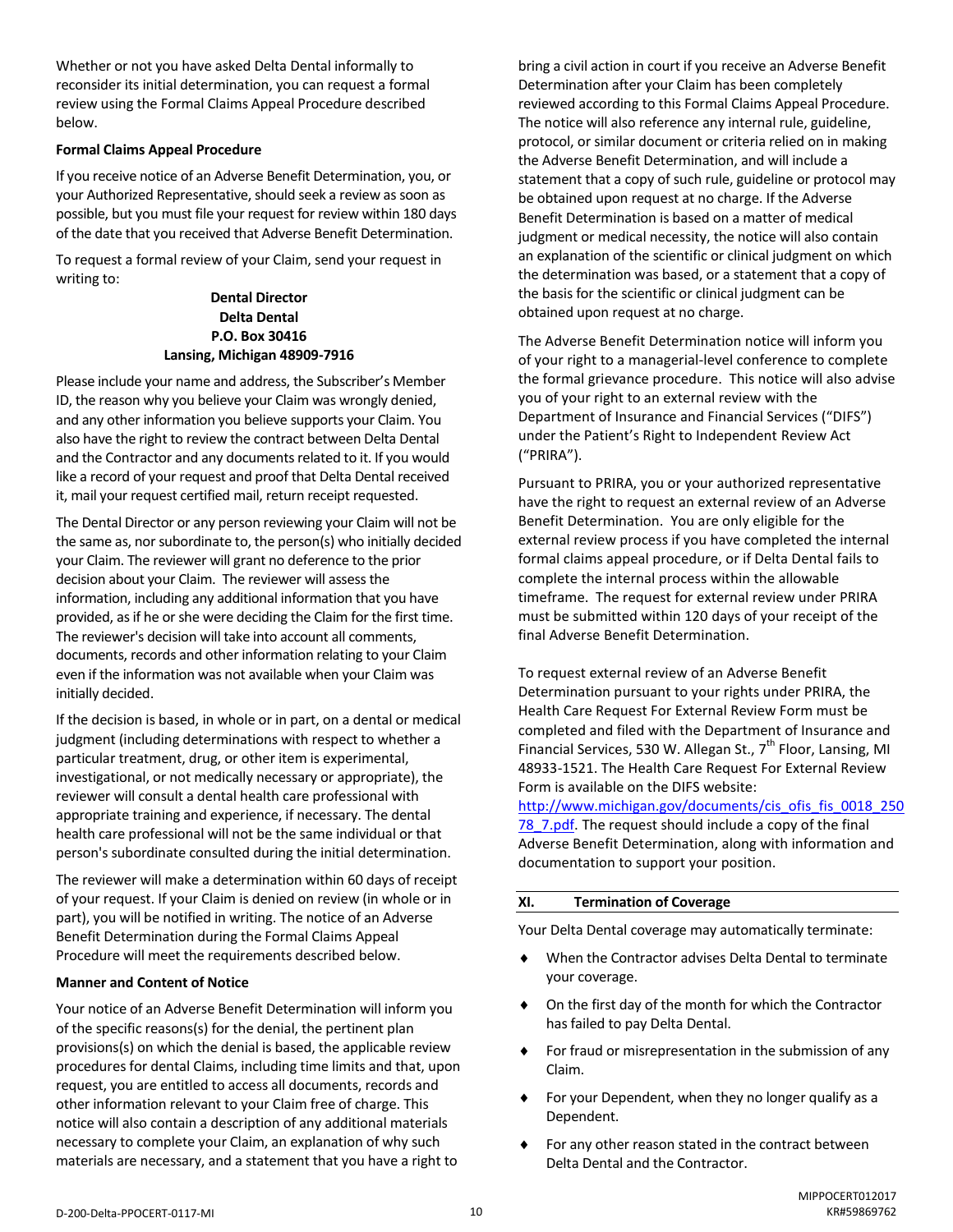Whether or not you have asked Delta Dental informally to reconsider its initial determination, you can request a formal review using the Formal Claims Appeal Procedure described below.

**Formal Claims Appeal Procedure**

If you receive notice of an Adverse Benefit Determination, you, or your Authorized Representative, should seek a review as soon as possible, but you must file your request for review within 180 days of the date that you received that Adverse Benefit Determination.

To request a formal review of your Claim, send your request in writing to:

**Dental Director**
**Delta Dental**
**P.O. Box 30416**
**Lansing, Michigan 48909-7916**

Please include your name and address, the Subscriber's Member ID, the reason why you believe your Claim was wrongly denied, and any other information you believe supports your Claim. You also have the right to review the contract between Delta Dental and the Contractor and any documents related to it. If you would like a record of your request and proof that Delta Dental received it, mail your request certified mail, return receipt requested.

The Dental Director or any person reviewing your Claim will not be the same as, nor subordinate to, the person(s) who initially decided your Claim. The reviewer will grant no deference to the prior decision about your Claim. The reviewer will assess the information, including any additional information that you have provided, as if he or she were deciding the Claim for the first time. The reviewer's decision will take into account all comments, documents, records and other information relating to your Claim even if the information was not available when your Claim was initially decided.

If the decision is based, in whole or in part, on a dental or medical judgment (including determinations with respect to whether a particular treatment, drug, or other item is experimental, investigational, or not medically necessary or appropriate), the reviewer will consult a dental health care professional with appropriate training and experience, if necessary. The dental health care professional will not be the same individual or that person's subordinate consulted during the initial determination.

The reviewer will make a determination within 60 days of receipt of your request. If your Claim is denied on review (in whole or in part), you will be notified in writing. The notice of an Adverse Benefit Determination during the Formal Claims Appeal Procedure will meet the requirements described below.

**Manner and Content of Notice**

Your notice of an Adverse Benefit Determination will inform you of the specific reasons(s) for the denial, the pertinent plan provisions(s) on which the denial is based, the applicable review procedures for dental Claims, including time limits and that, upon request, you are entitled to access all documents, records and other information relevant to your Claim free of charge. This notice will also contain a description of any additional materials necessary to complete your Claim, an explanation of why such materials are necessary, and a statement that you have a right to bring a civil action in court if you receive an Adverse Benefit Determination after your Claim has been completely reviewed according to this Formal Claims Appeal Procedure. The notice will also reference any internal rule, guideline, protocol, or similar document or criteria relied on in making the Adverse Benefit Determination, and will include a statement that a copy of such rule, guideline or protocol may be obtained upon request at no charge. If the Adverse Benefit Determination is based on a matter of medical judgment or medical necessity, the notice will also contain an explanation of the scientific or clinical judgment on which the determination was based, or a statement that a copy of the basis for the scientific or clinical judgment can be obtained upon request at no charge.

The Adverse Benefit Determination notice will inform you of your right to a managerial-level conference to complete the formal grievance procedure. This notice will also advise you of your right to an external review with the Department of Insurance and Financial Services ("DIFS") under the Patient's Right to Independent Review Act ("PRIRA").

Pursuant to PRIRA, you or your authorized representative have the right to request an external review of an Adverse Benefit Determination. You are only eligible for the external review process if you have completed the internal formal claims appeal procedure, or if Delta Dental fails to complete the internal process within the allowable timeframe. The request for external review under PRIRA must be submitted within 120 days of your receipt of the final Adverse Benefit Determination.

To request external review of an Adverse Benefit Determination pursuant to your rights under PRIRA, the Health Care Request For External Review Form must be completed and filed with the Department of Insurance and Financial Services, 530 W. Allegan St., 7th Floor, Lansing, MI 48933-1521. The Health Care Request For External Review Form is available on the DIFS website: http://www.michigan.gov/documents/cis_ofis_fis_0018_25078_7.pdf. The request should include a copy of the final Adverse Benefit Determination, along with information and documentation to support your position.

## XI. Termination of Coverage

Your Delta Dental coverage may automatically terminate:

- When the Contractor advises Delta Dental to terminate your coverage.
- On the first day of the month for which the Contractor has failed to pay Delta Dental.
- For fraud or misrepresentation in the submission of any Claim.
- For your Dependent, when they no longer qualify as a Dependent.
- For any other reason stated in the contract between Delta Dental and the Contractor.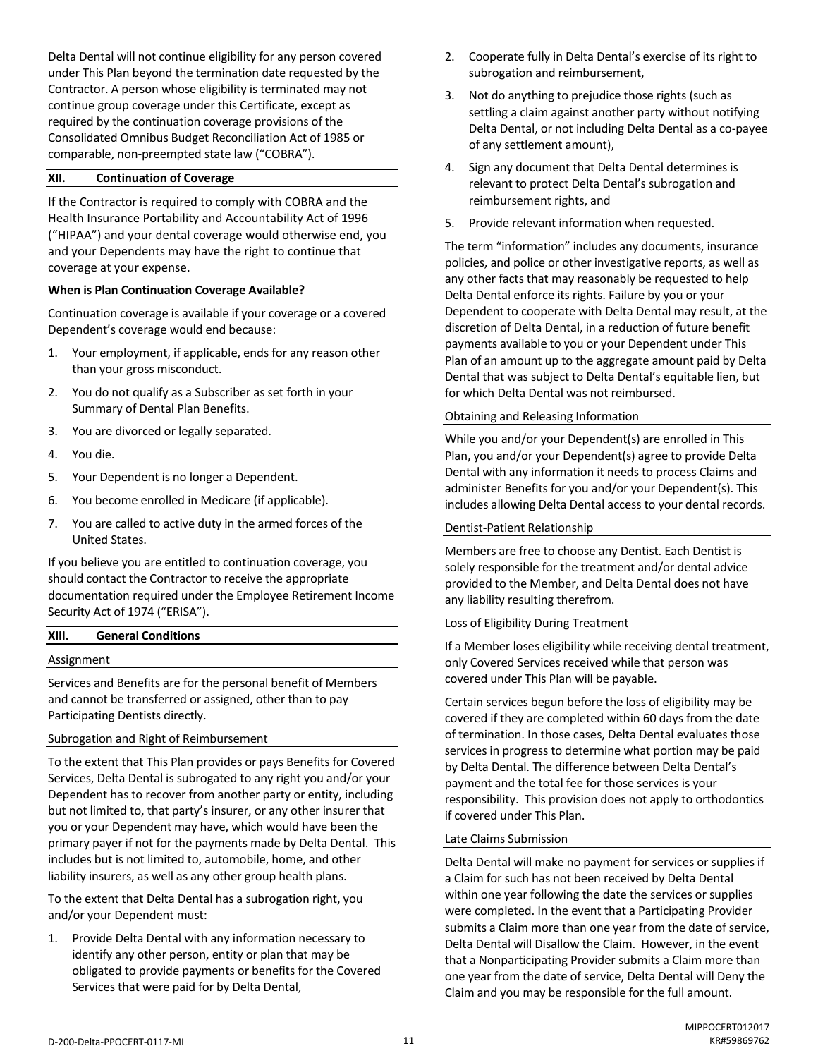Delta Dental will not continue eligibility for any person covered under This Plan beyond the termination date requested by the Contractor. A person whose eligibility is terminated may not continue group coverage under this Certificate, except as required by the continuation coverage provisions of the Consolidated Omnibus Budget Reconciliation Act of 1985 or comparable, non-preempted state law ("COBRA").

## XII. Continuation of Coverage

If the Contractor is required to comply with COBRA and the Health Insurance Portability and Accountability Act of 1996 ("HIPAA") and your dental coverage would otherwise end, you and your Dependents may have the right to continue that coverage at your expense.

**When is Plan Continuation Coverage Available?**

Continuation coverage is available if your coverage or a covered Dependent's coverage would end because:

1. Your employment, if applicable, ends for any reason other than your gross misconduct.
2. You do not qualify as a Subscriber as set forth in your Summary of Dental Plan Benefits.
3. You are divorced or legally separated.
4. You die.
5. Your Dependent is no longer a Dependent.
6. You become enrolled in Medicare (if applicable).
7. You are called to active duty in the armed forces of the United States.

If you believe you are entitled to continuation coverage, you should contact the Contractor to receive the appropriate documentation required under the Employee Retirement Income Security Act of 1974 ("ERISA").

## XIII. General Conditions

### Assignment

Services and Benefits are for the personal benefit of Members and cannot be transferred or assigned, other than to pay Participating Dentists directly.

### Subrogation and Right of Reimbursement

To the extent that This Plan provides or pays Benefits for Covered Services, Delta Dental is subrogated to any right you and/or your Dependent has to recover from another party or entity, including but not limited to, that party's insurer, or any other insurer that you or your Dependent may have, which would have been the primary payer if not for the payments made by Delta Dental. This includes but is not limited to, automobile, home, and other liability insurers, as well as any other group health plans.

To the extent that Delta Dental has a subrogation right, you and/or your Dependent must:

1. Provide Delta Dental with any information necessary to identify any other person, entity or plan that may be obligated to provide payments or benefits for the Covered Services that were paid for by Delta Dental,
2. Cooperate fully in Delta Dental's exercise of its right to subrogation and reimbursement,
3. Not do anything to prejudice those rights (such as settling a claim against another party without notifying Delta Dental, or not including Delta Dental as a co-payee of any settlement amount),
4. Sign any document that Delta Dental determines is relevant to protect Delta Dental's subrogation and reimbursement rights, and
5. Provide relevant information when requested.

The term "information" includes any documents, insurance policies, and police or other investigative reports, as well as any other facts that may reasonably be requested to help Delta Dental enforce its rights. Failure by you or your Dependent to cooperate with Delta Dental may result, at the discretion of Delta Dental, in a reduction of future benefit payments available to you or your Dependent under This Plan of an amount up to the aggregate amount paid by Delta Dental that was subject to Delta Dental's equitable lien, but for which Delta Dental was not reimbursed.

### Obtaining and Releasing Information

While you and/or your Dependent(s) are enrolled in This Plan, you and/or your Dependent(s) agree to provide Delta Dental with any information it needs to process Claims and administer Benefits for you and/or your Dependent(s). This includes allowing Delta Dental access to your dental records.

### Dentist-Patient Relationship

Members are free to choose any Dentist. Each Dentist is solely responsible for the treatment and/or dental advice provided to the Member, and Delta Dental does not have any liability resulting therefrom.

### Loss of Eligibility During Treatment

If a Member loses eligibility while receiving dental treatment, only Covered Services received while that person was covered under This Plan will be payable.

Certain services begun before the loss of eligibility may be covered if they are completed within 60 days from the date of termination. In those cases, Delta Dental evaluates those services in progress to determine what portion may be paid by Delta Dental. The difference between Delta Dental's payment and the total fee for those services is your responsibility. This provision does not apply to orthodontics if covered under This Plan.

### Late Claims Submission

Delta Dental will make no payment for services or supplies if a Claim for such has not been received by Delta Dental within one year following the date the services or supplies were completed. In the event that a Participating Provider submits a Claim more than one year from the date of service, Delta Dental will Disallow the Claim. However, in the event that a Nonparticipating Provider submits a Claim more than one year from the date of service, Delta Dental will Deny the Claim and you may be responsible for the full amount.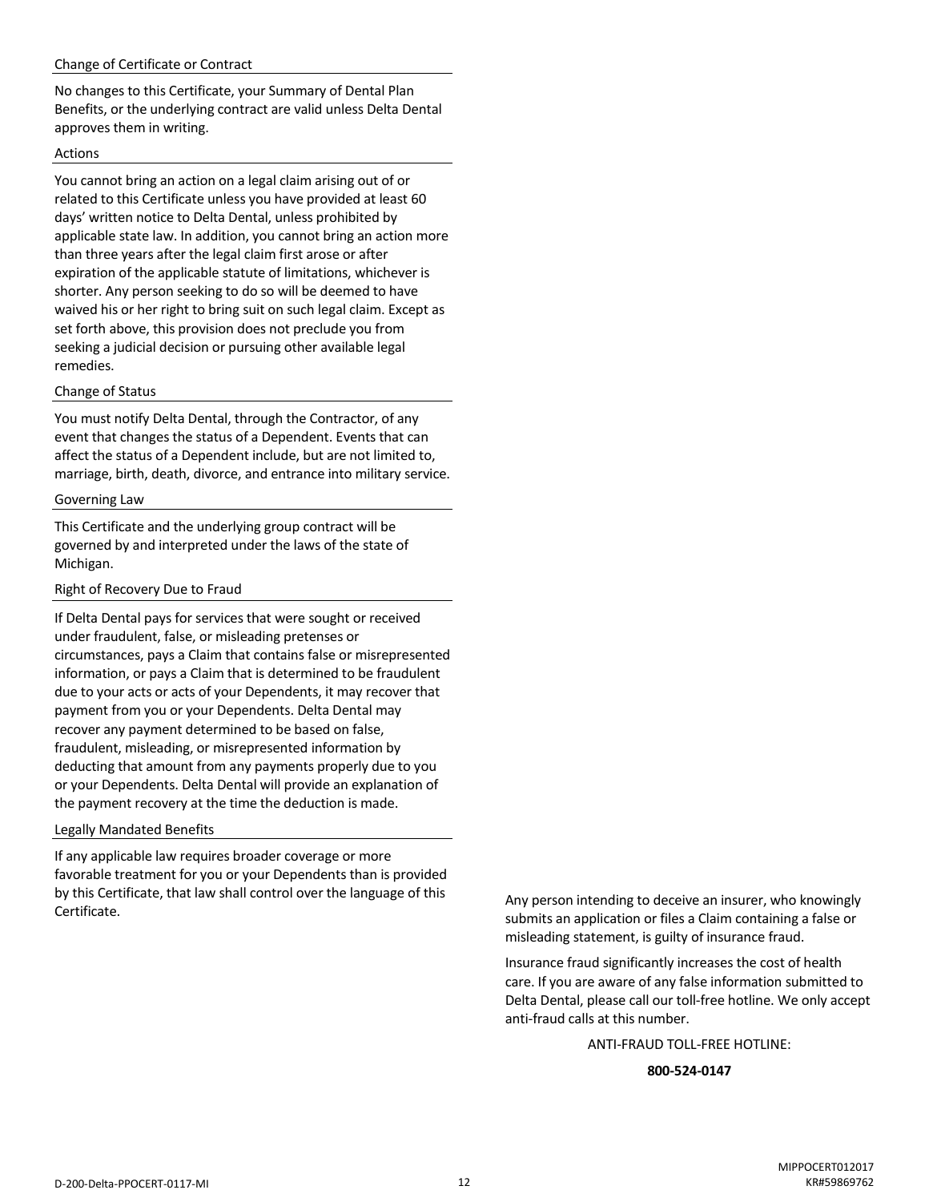### Change of Certificate or Contract

No changes to this Certificate, your Summary of Dental Plan Benefits, or the underlying contract are valid unless Delta Dental approves them in writing.

### Actions

You cannot bring an action on a legal claim arising out of or related to this Certificate unless you have provided at least 60 days' written notice to Delta Dental, unless prohibited by applicable state law. In addition, you cannot bring an action more than three years after the legal claim first arose or after expiration of the applicable statute of limitations, whichever is shorter. Any person seeking to do so will be deemed to have waived his or her right to bring suit on such legal claim. Except as set forth above, this provision does not preclude you from seeking a judicial decision or pursuing other available legal remedies.

### Change of Status

You must notify Delta Dental, through the Contractor, of any event that changes the status of a Dependent. Events that can affect the status of a Dependent include, but are not limited to, marriage, birth, death, divorce, and entrance into military service.

### Governing Law

This Certificate and the underlying group contract will be governed by and interpreted under the laws of the state of Michigan.

### Right of Recovery Due to Fraud

If Delta Dental pays for services that were sought or received under fraudulent, false, or misleading pretenses or circumstances, pays a Claim that contains false or misrepresented information, or pays a Claim that is determined to be fraudulent due to your acts or acts of your Dependents, it may recover that payment from you or your Dependents. Delta Dental may recover any payment determined to be based on false, fraudulent, misleading, or misrepresented information by deducting that amount from any payments properly due to you or your Dependents. Delta Dental will provide an explanation of the payment recovery at the time the deduction is made.

### Legally Mandated Benefits

If any applicable law requires broader coverage or more favorable treatment for you or your Dependents than is provided by this Certificate, that law shall control over the language of this Certificate.

Any person intending to deceive an insurer, who knowingly submits an application or files a Claim containing a false or misleading statement, is guilty of insurance fraud.

Insurance fraud significantly increases the cost of health care. If you are aware of any false information submitted to Delta Dental, please call our toll-free hotline. We only accept anti-fraud calls at this number.

ANTI-FRAUD TOLL-FREE HOTLINE:

**800-524-0147**

D-200-Delta-PPOCERT-0117-MI

MIPPOCERT012017
KR#59869762